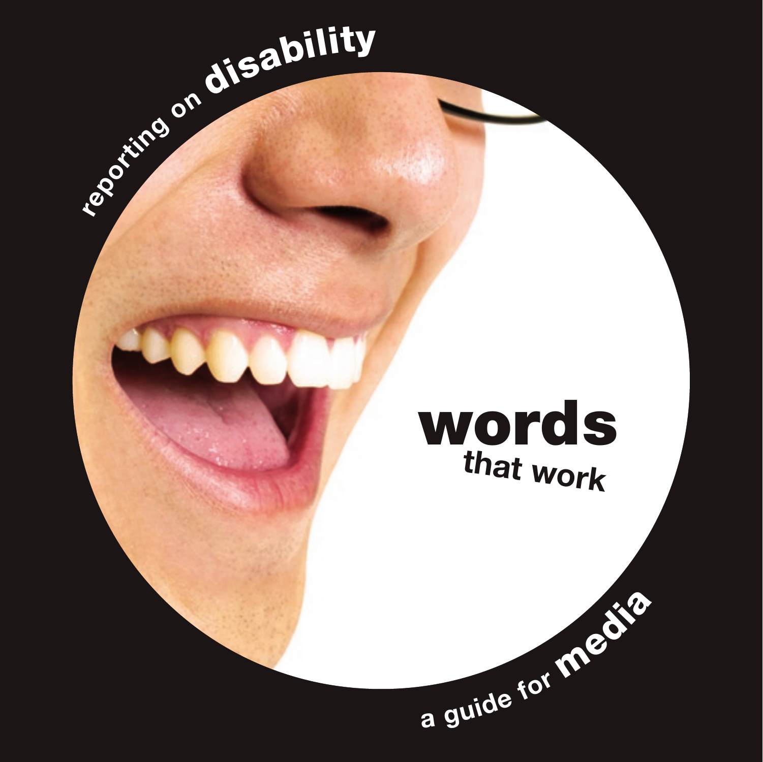reporting on **disability**

# words
## that work

a guide for **media**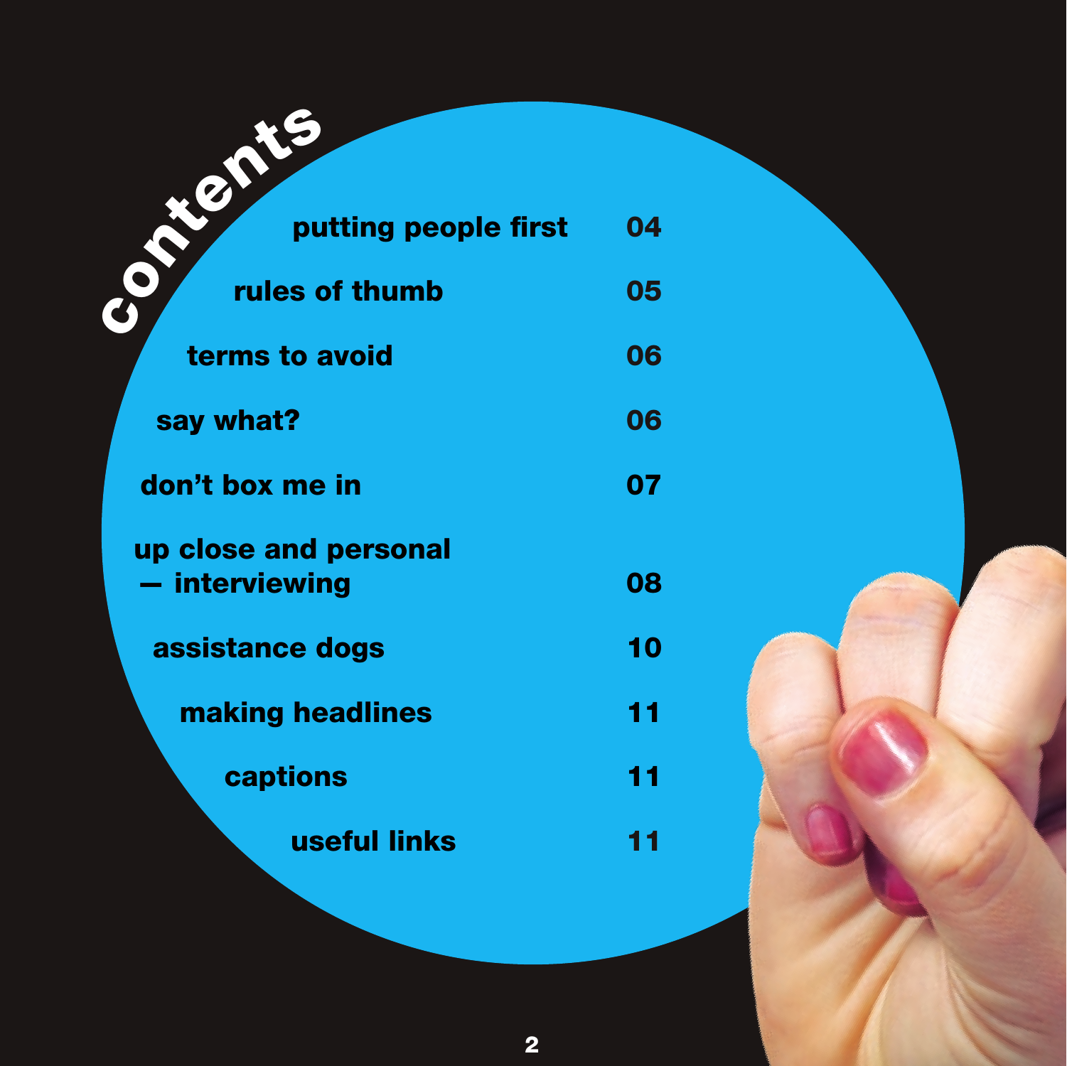# contents

| | |
|---|---|
| putting people first | 04 |
| rules of thumb | 05 |
| terms to avoid | 06 |
| say what? | 06 |
| don't box me in | 07 |
| up close and personal — interviewing | 08 |
| assistance dogs | 10 |
| making headlines | 11 |
| captions | 11 |
| useful links | 11 |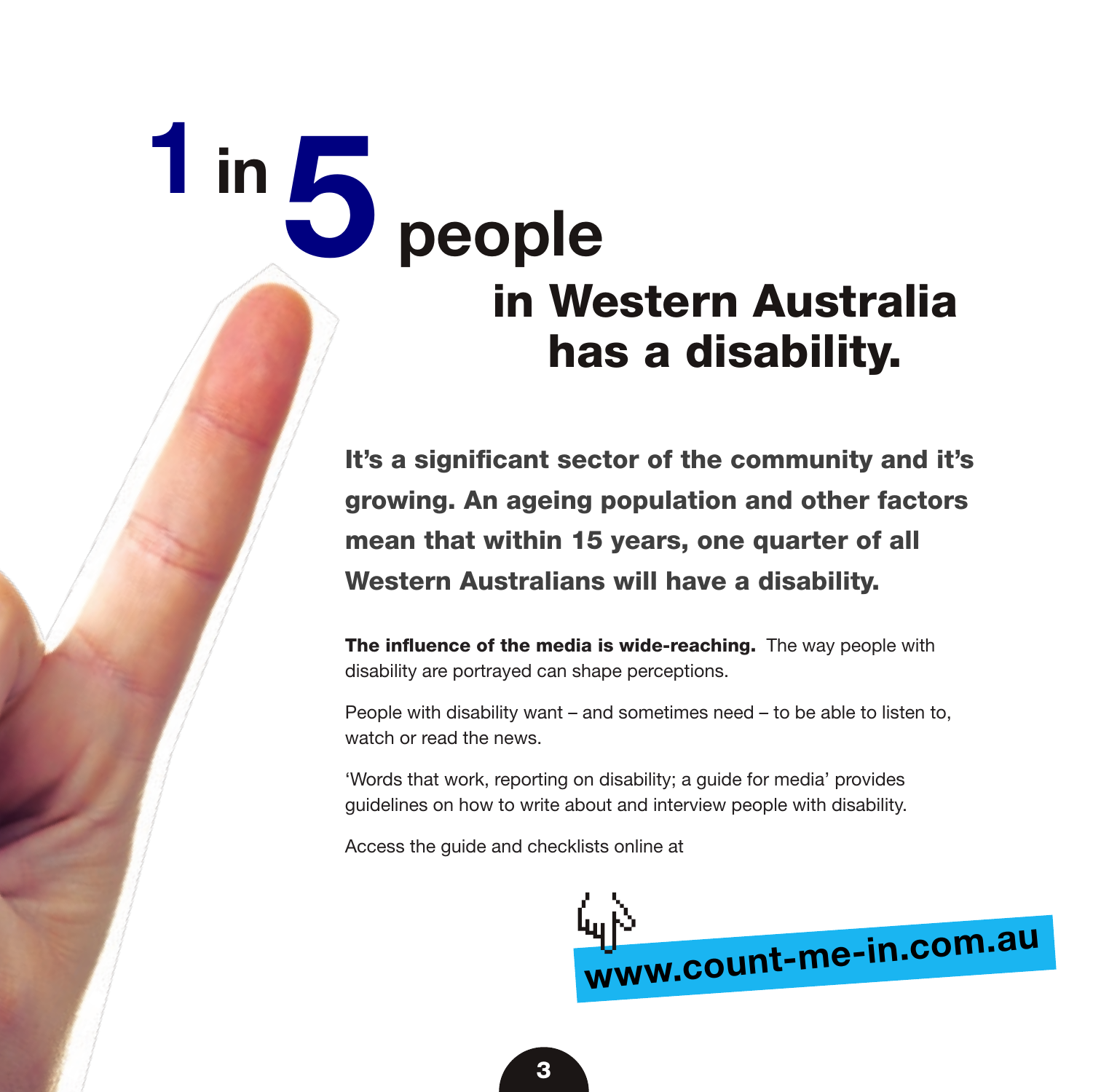# 1 in 5 people in Western Australia has a disability.

**It's a significant sector of the community and it's growing. An ageing population and other factors mean that within 15 years, one quarter of all Western Australians will have a disability.**

**The influence of the media is wide-reaching.** The way people with disability are portrayed can shape perceptions.

People with disability want – and sometimes need – to be able to listen to, watch or read the news.

'Words that work, reporting on disability; a guide for media' provides guidelines on how to write about and interview people with disability.

Access the guide and checklists online at

**www.count-me-in.com.au**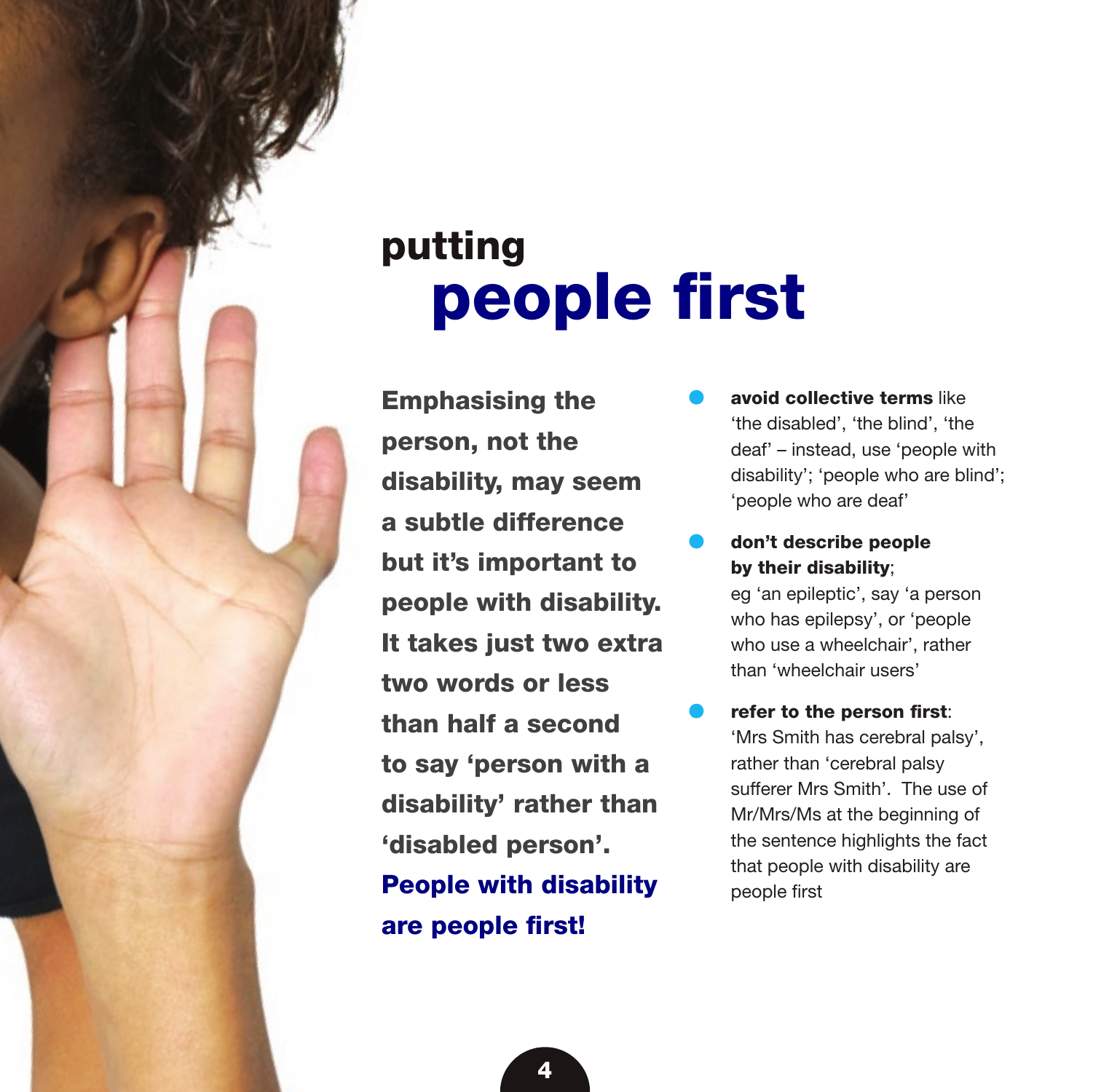# putting people first

**Emphasising the person, not the disability, may seem a subtle difference but it's important to people with disability. It takes just two extra two words or less than half a second to say 'person with a disability' rather than 'disabled person'.**

**People with disability are people first!**

- **avoid collective terms** like 'the disabled', 'the blind', 'the deaf' – instead, use 'people with disability'; 'people who are blind'; 'people who are deaf'
- **don't describe people by their disability**; eg 'an epileptic', say 'a person who has epilepsy', or 'people who use a wheelchair', rather than 'wheelchair users'
- **refer to the person first**: 'Mrs Smith has cerebral palsy', rather than 'cerebral palsy sufferer Mrs Smith'. The use of Mr/Mrs/Ms at the beginning of the sentence highlights the fact that people with disability are people first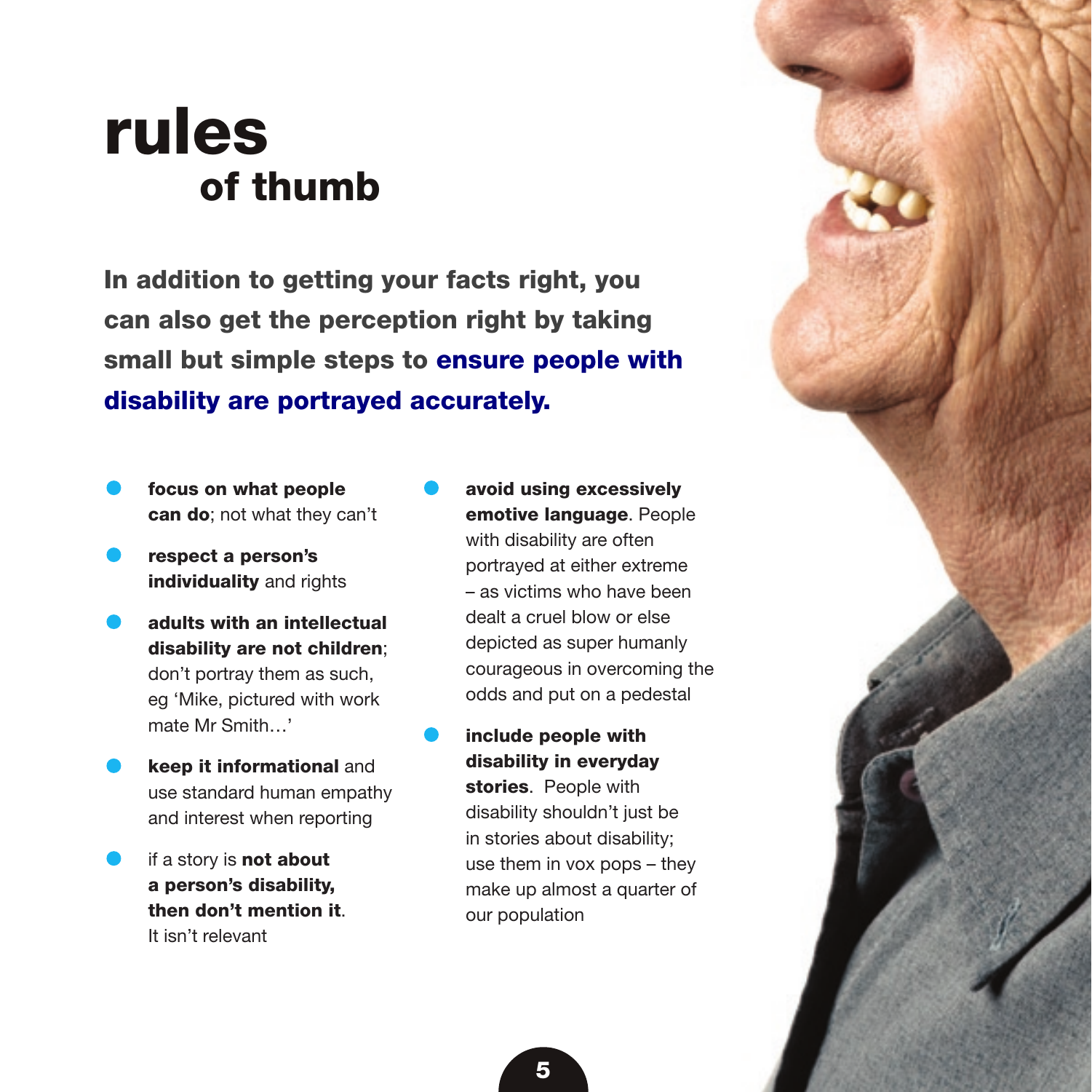# rules of thumb

**In addition to getting your facts right, you can also get the perception right by taking small but simple steps to ensure people with disability are portrayed accurately.**

- **focus on what people can do**; not what they can't
- **respect a person's individuality** and rights
- **adults with an intellectual disability are not children**; don't portray them as such, eg 'Mike, pictured with work mate Mr Smith…'
- **keep it informational** and use standard human empathy and interest when reporting
- if a story is **not about a person's disability, then don't mention it**. It isn't relevant
- **avoid using excessively emotive language**. People with disability are often portrayed at either extreme – as victims who have been dealt a cruel blow or else depicted as super humanly courageous in overcoming the odds and put on a pedestal
- **include people with disability in everyday stories**. People with disability shouldn't just be in stories about disability; use them in vox pops – they make up almost a quarter of our population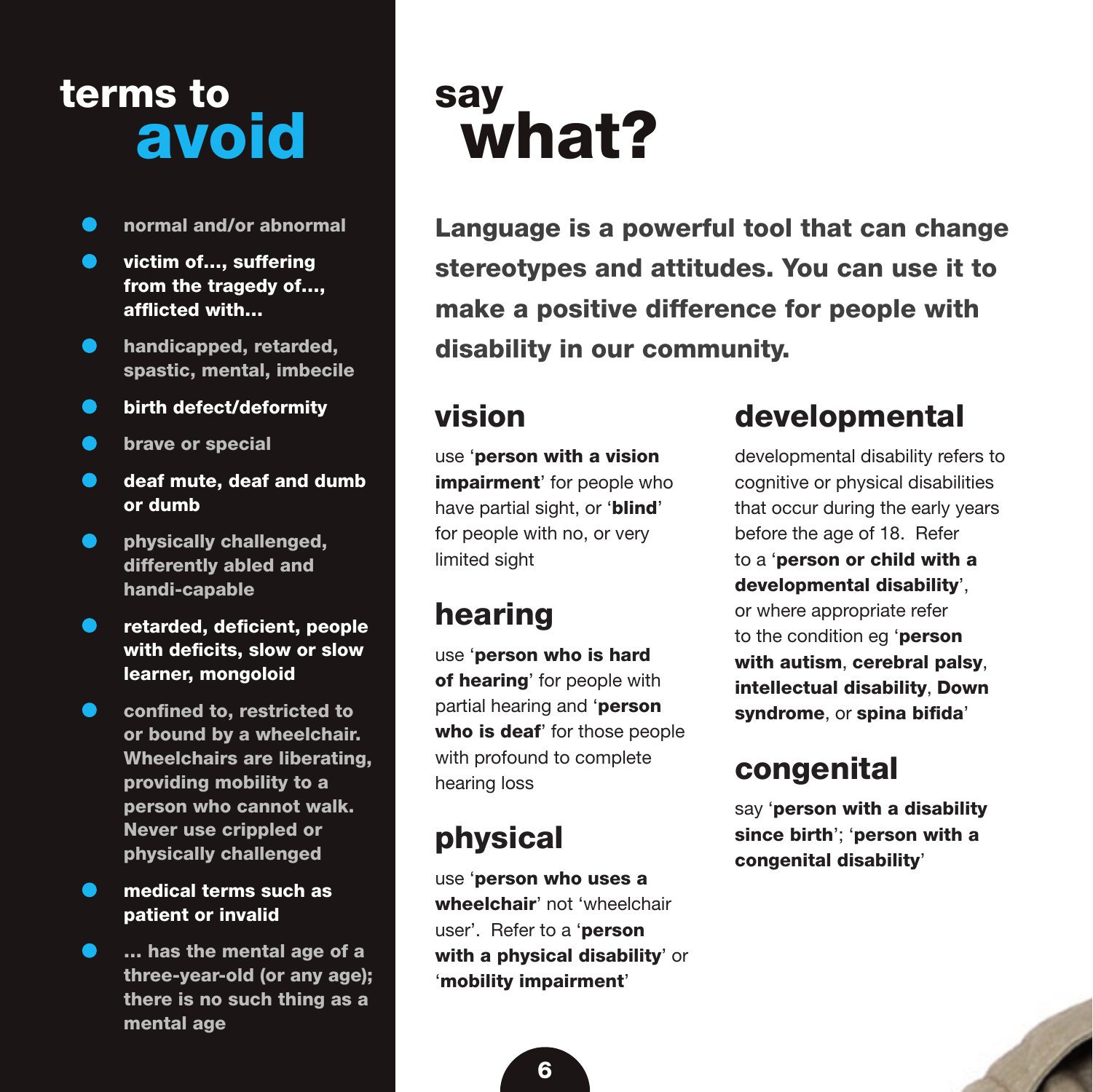# terms to avoid

- normal and/or abnormal
- victim of..., suffering from the tragedy of..., afflicted with...
- handicapped, retarded, spastic, mental, imbecile
- birth defect/deformity
- brave or special
- deaf mute, deaf and dumb or dumb
- physically challenged, differently abled and handi-capable
- retarded, deficient, people with deficits, slow or slow learner, mongoloid
- confined to, restricted to or bound by a wheelchair. Wheelchairs are liberating, providing mobility to a person who cannot walk. Never use crippled or physically challenged
- medical terms such as patient or invalid
- ... has the mental age of a three-year-old (or any age); there is no such thing as a mental age

# say what?

**Language is a powerful tool that can change stereotypes and attitudes. You can use it to make a positive difference for people with disability in our community.**

## vision

use '**person with a vision impairment**' for people who have partial sight, or '**blind**' for people with no, or very limited sight

## hearing

use '**person who is hard of hearing**' for people with partial hearing and '**person who is deaf**' for those people with profound to complete hearing loss

## physical

use '**person who uses a wheelchair**' not 'wheelchair user'. Refer to a '**person with a physical disability**' or '**mobility impairment**'

## developmental

developmental disability refers to cognitive or physical disabilities that occur during the early years before the age of 18. Refer to a '**person or child with a developmental disability**', or where appropriate refer to the condition eg '**person with autism**, **cerebral palsy**, **intellectual disability**, **Down syndrome**, or **spina bifida**'

## congenital

say '**person with a disability since birth**'; '**person with a congenital disability**'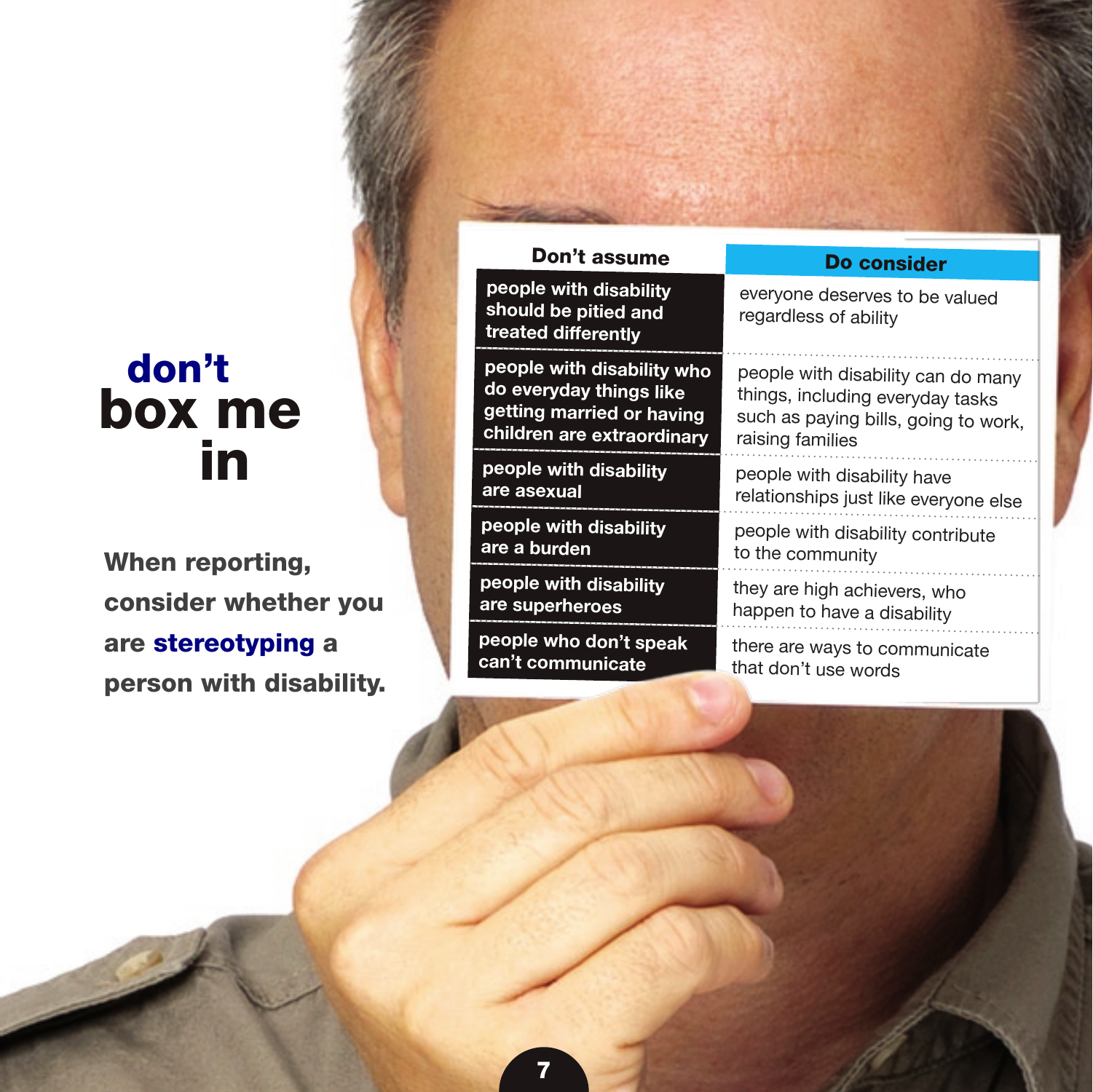# don't box me in

**When reporting, consider whether you are stereotyping a person with disability.**

| Don't assume | Do consider |
| --- | --- |
| people with disability should be pitied and treated differently | everyone deserves to be valued regardless of ability |
| people with disability who do everyday things like getting married or having children are extraordinary | people with disability can do many things, including everyday tasks such as paying bills, going to work, raising families |
| people with disability are asexual | people with disability have relationships just like everyone else |
| people with disability are a burden | people with disability contribute to the community |
| people with disability are superheroes | they are high achievers, who happen to have a disability |
| people who don't speak can't communicate | there are ways to communicate that don't use words |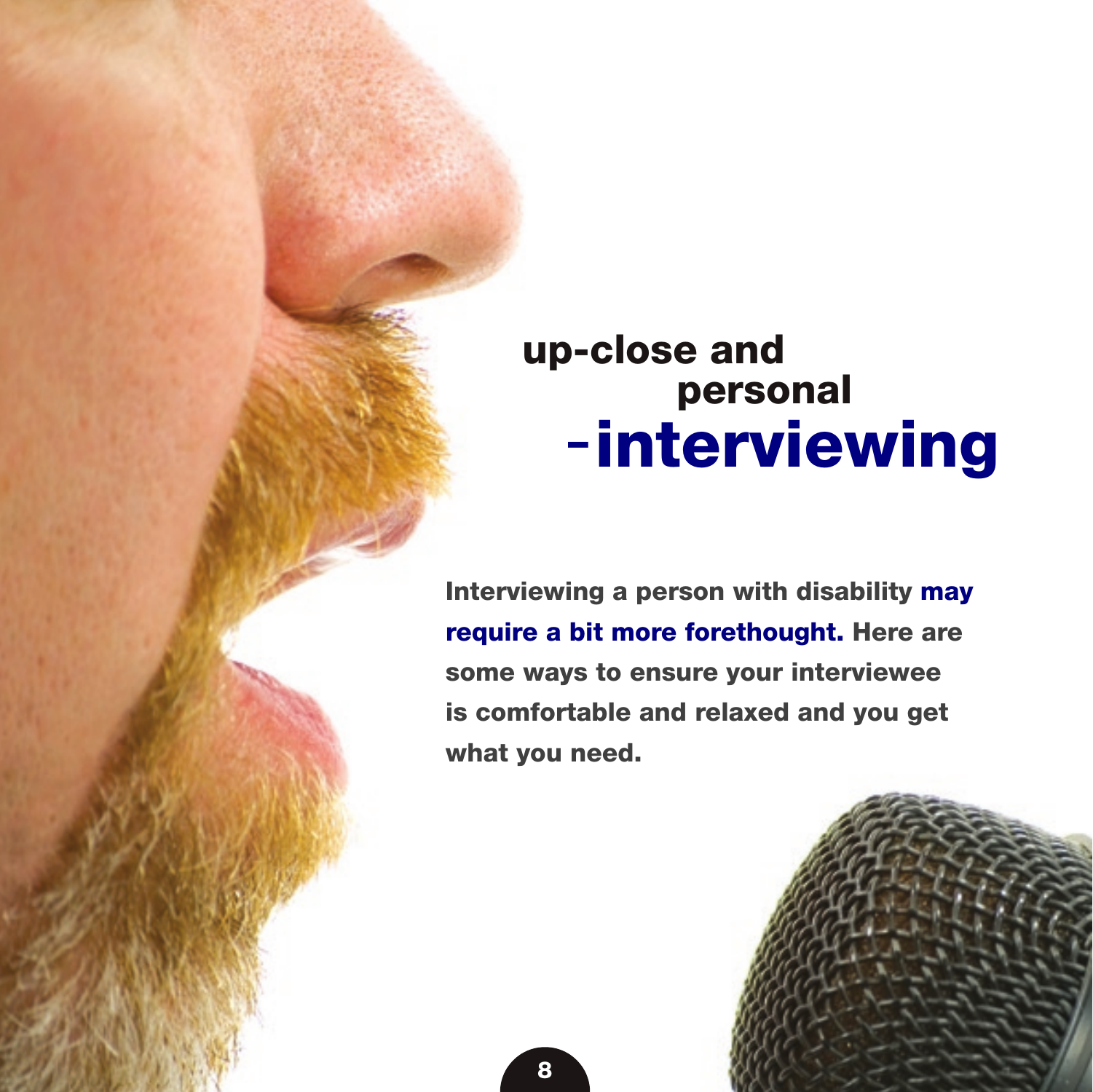# up-close and personal -interviewing

**Interviewing a person with disability may require a bit more forethought. Here are some ways to ensure your interviewee is comfortable and relaxed and you get what you need.**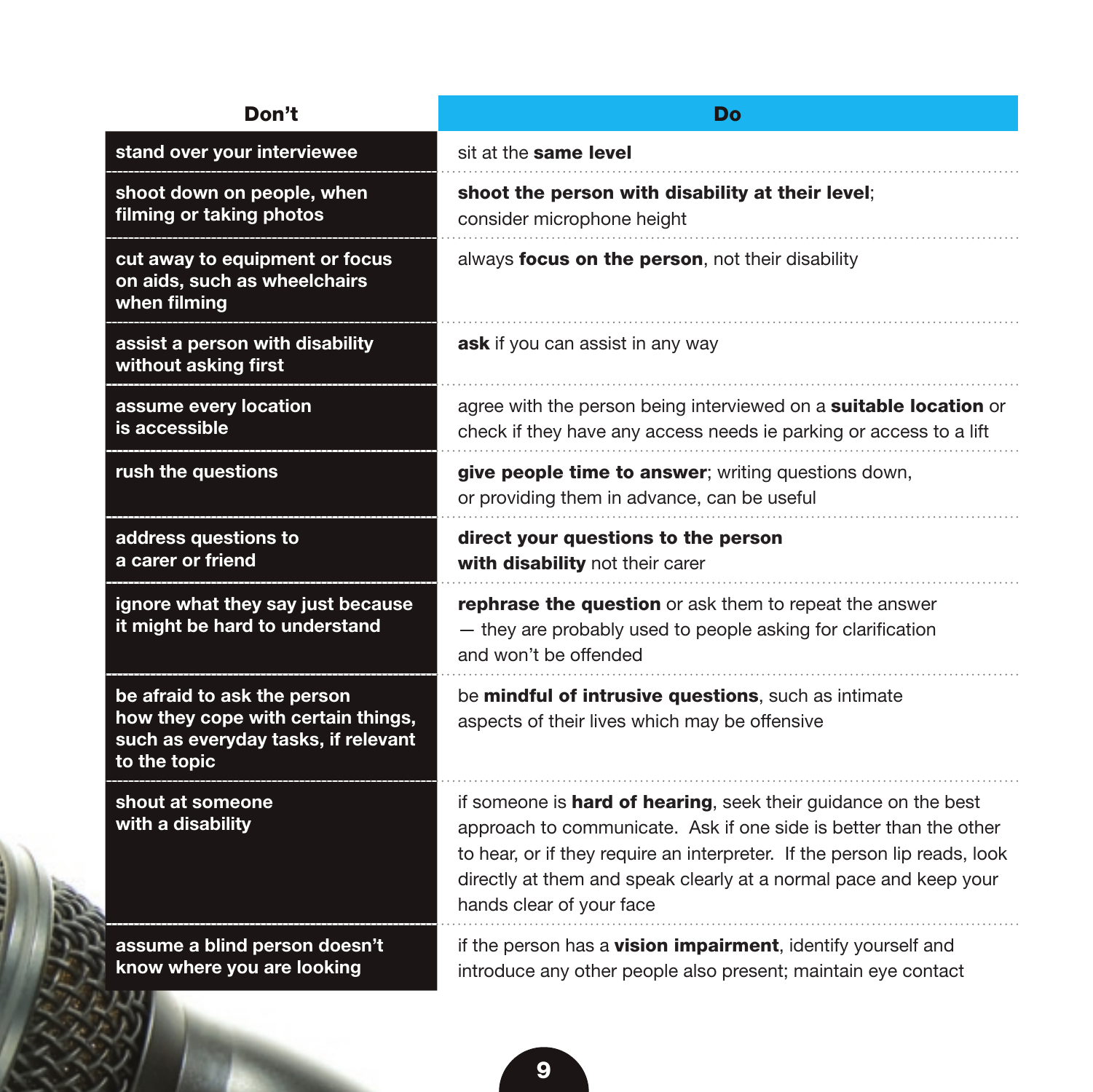| Don't | Do |
| --- | --- |
| stand over your interviewee | sit at the **same level** |
| shoot down on people, when filming or taking photos | **shoot the person with disability at their level**; consider microphone height |
| cut away to equipment or focus on aids, such as wheelchairs when filming | always **focus on the person**, not their disability |
| assist a person with disability without asking first | **ask** if you can assist in any way |
| assume every location is accessible | agree with the person being interviewed on a **suitable location** or check if they have any access needs ie parking or access to a lift |
| rush the questions | **give people time to answer**; writing questions down, or providing them in advance, can be useful |
| address questions to a carer or friend | **direct your questions to the person with disability** not their carer |
| ignore what they say just because it might be hard to understand | **rephrase the question** or ask them to repeat the answer — they are probably used to people asking for clarification and won't be offended |
| be afraid to ask the person how they cope with certain things, such as everyday tasks, if relevant to the topic | be **mindful of intrusive questions**, such as intimate aspects of their lives which may be offensive |
| shout at someone with a disability | if someone is **hard of hearing**, seek their guidance on the best approach to communicate. Ask if one side is better than the other to hear, or if they require an interpreter. If the person lip reads, look directly at them and speak clearly at a normal pace and keep your hands clear of your face |
| assume a blind person doesn't know where you are looking | if the person has a **vision impairment**, identify yourself and introduce any other people also present; maintain eye contact |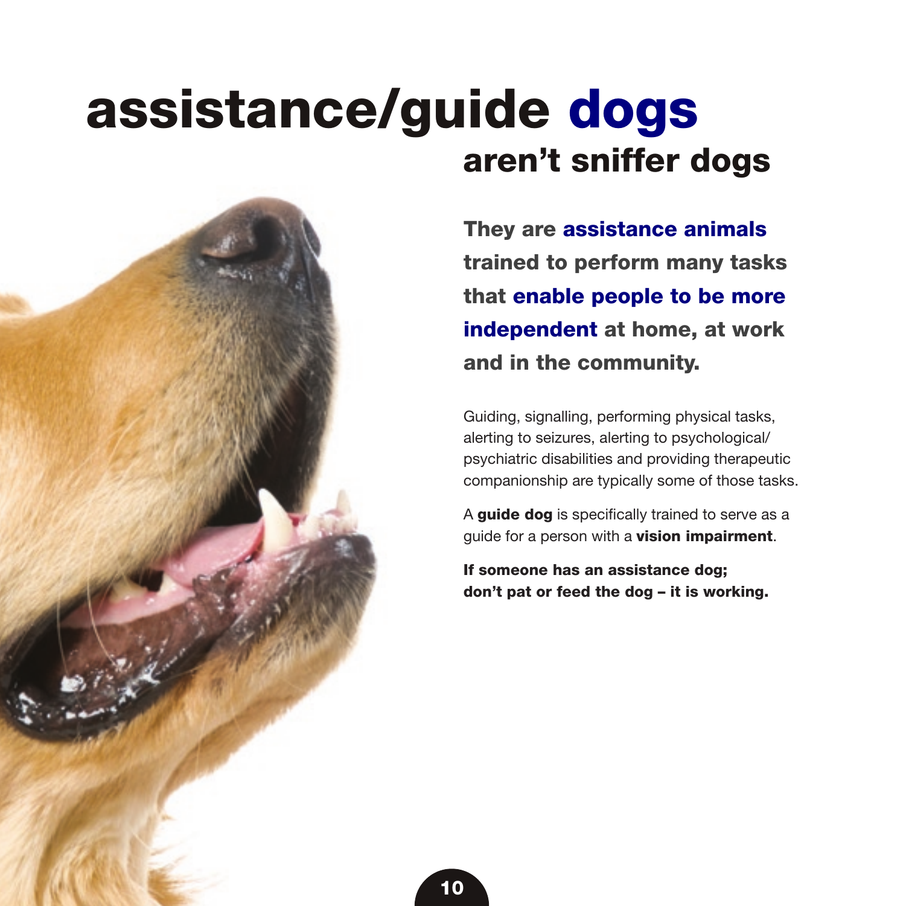# assistance/guide **dogs**

## aren't sniffer dogs

**They are assistance animals trained to perform many tasks that enable people to be more independent at home, at work and in the community.**

Guiding, signalling, performing physical tasks, alerting to seizures, alerting to psychological/ psychiatric disabilities and providing therapeutic companionship are typically some of those tasks.

A **guide dog** is specifically trained to serve as a guide for a person with a **vision impairment**.

**If someone has an assistance dog; don't pat or feed the dog – it is working.**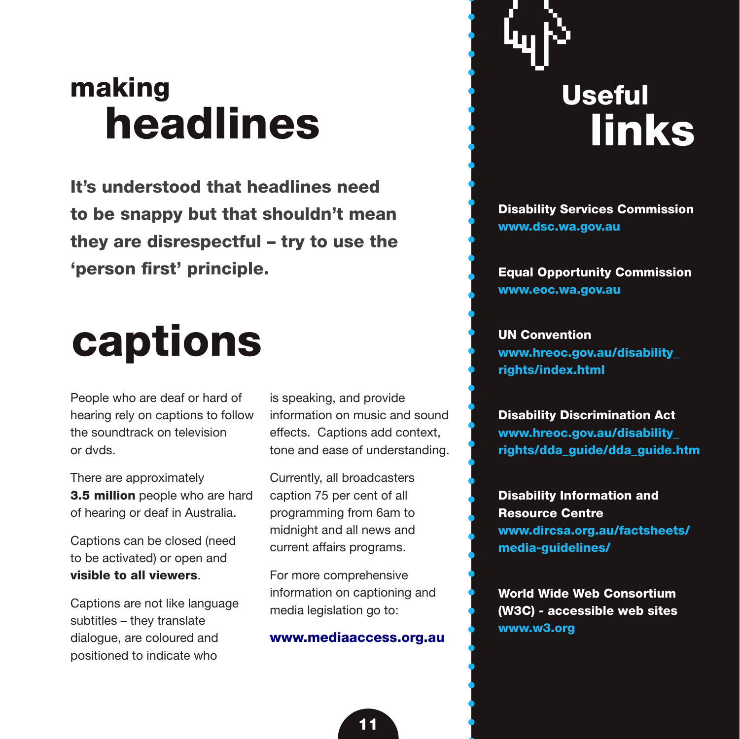# making headlines

**It's understood that headlines need to be snappy but that shouldn't mean they are disrespectful – try to use the 'person first' principle.**

# captions

People who are deaf or hard of hearing rely on captions to follow the soundtrack on television or dvds.

There are approximately **3.5 million** people who are hard of hearing or deaf in Australia.

Captions can be closed (need to be activated) or open and **visible to all viewers**.

Captions are not like language subtitles – they translate dialogue, are coloured and positioned to indicate who is speaking, and provide information on music and sound effects. Captions add context, tone and ease of understanding.

Currently, all broadcasters caption 75 per cent of all programming from 6am to midnight and all news and current affairs programs.

For more comprehensive information on captioning and media legislation go to:

**www.mediaaccess.org.au**

# Useful links

**Disability Services Commission**
**www.dsc.wa.gov.au**

**Equal Opportunity Commission**
**www.eoc.wa.gov.au**

**UN Convention**
**www.hreoc.gov.au/disability_rights/index.html**

**Disability Discrimination Act**
**www.hreoc.gov.au/disability_rights/dda_guide/dda_guide.htm**

**Disability Information and Resource Centre**
**www.dircsa.org.au/factsheets/media-guidelines/**

**World Wide Web Consortium (W3C) - accessible web sites**
**www.w3.org**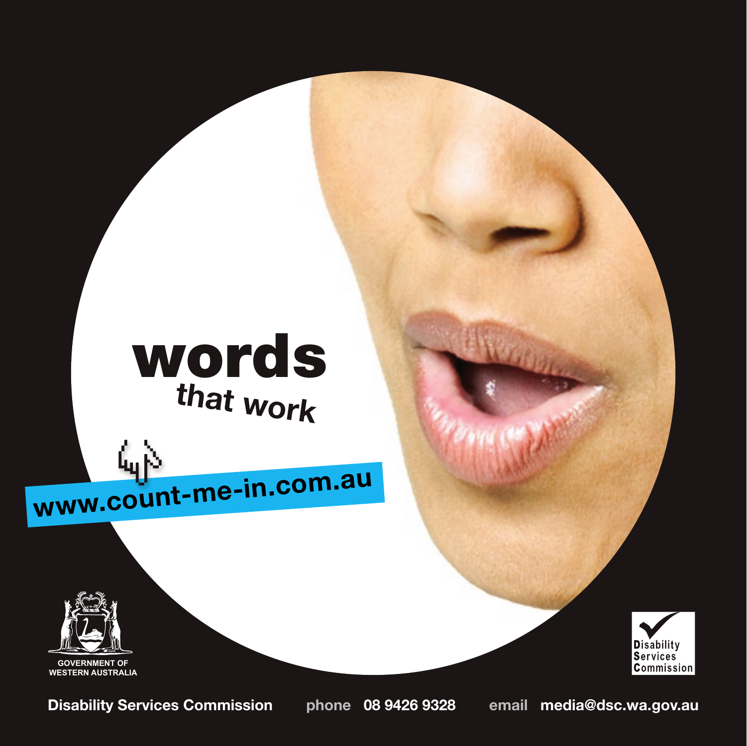# words

*that work*

www.count-me-in.com.au

GOVERNMENT OF WESTERN AUSTRALIA

Disability Services Commission

**Disability Services Commission** phone **08 9426 9328** email **media@dsc.wa.gov.au**